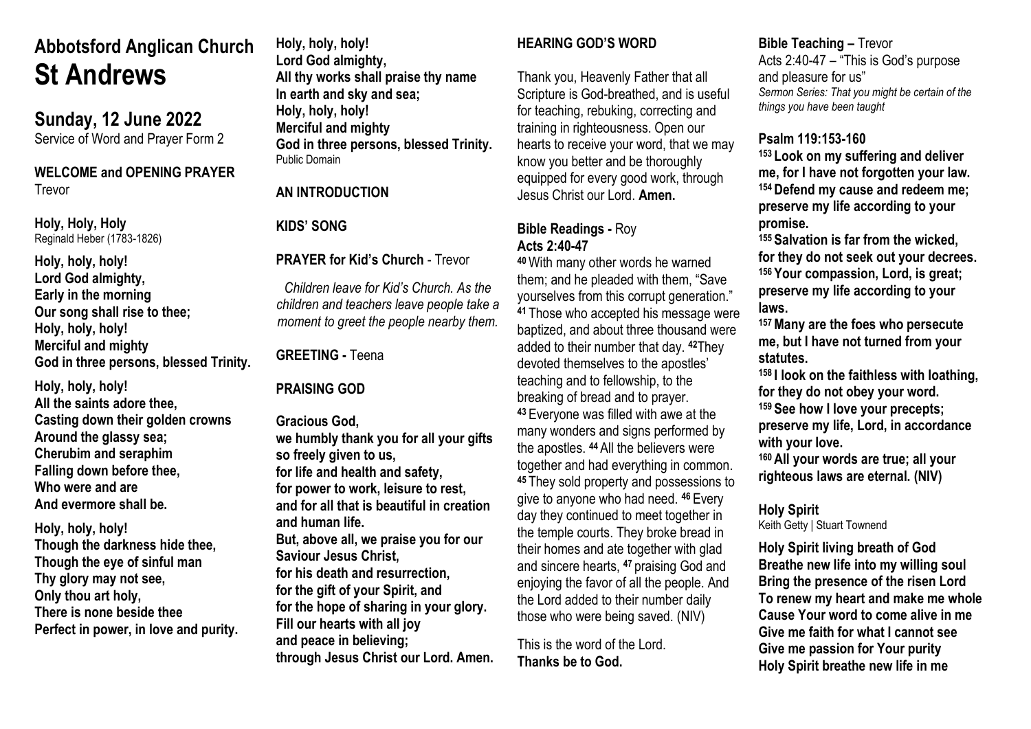# Abbotsford Anglican Church
# St Andrews

## Sunday, 12 June 2022

Service of Word and Prayer Form 2

**WELCOME and OPENING PRAYER**
Trevor

**Holy, Holy, Holy**
Reginald Heber (1783-1826)

**Holy, holy, holy!**
**Lord God almighty,**
**Early in the morning**
**Our song shall rise to thee;**
**Holy, holy, holy!**
**Merciful and mighty**
**God in three persons, blessed Trinity.**

**Holy, holy, holy!**
**All the saints adore thee,**
**Casting down their golden crowns**
**Around the glassy sea;**
**Cherubim and seraphim**
**Falling down before thee,**
**Who were and are**
**And evermore shall be.**

**Holy, holy, holy!**
**Though the darkness hide thee,**
**Though the eye of sinful man**
**Thy glory may not see,**
**Only thou art holy,**
**There is none beside thee**
**Perfect in power, in love and purity.**

**Holy, holy, holy!**
**Lord God almighty,**
**All thy works shall praise thy name**
**In earth and sky and sea;**
**Holy, holy, holy!**
**Merciful and mighty**
**God in three persons, blessed Trinity.**
Public Domain

**AN INTRODUCTION**

**KIDS' SONG**

**PRAYER for Kid's Church** - Trevor

*Children leave for Kid's Church. As the children and teachers leave people take a moment to greet the people nearby them.*

**GREETING -** Teena

**PRAISING GOD**

**Gracious God,**
**we humbly thank you for all your gifts so freely given to us,**
**for life and health and safety,**
**for power to work, leisure to rest,**
**and for all that is beautiful in creation and human life.**
**But, above all, we praise you for our Saviour Jesus Christ,**
**for his death and resurrection,**
**for the gift of your Spirit, and**
**for the hope of sharing in your glory.**
**Fill our hearts with all joy**
**and peace in believing;**
**through Jesus Christ our Lord. Amen.**

**HEARING GOD'S WORD**

Thank you, Heavenly Father that all Scripture is God-breathed, and is useful for teaching, rebuking, correcting and training in righteousness. Open our hearts to receive your word, that we may know you better and be thoroughly equipped for every good work, through Jesus Christ our Lord. **Amen.**

**Bible Readings -** Roy
**Acts 2:40-47**

**40** With many other words he warned them; and he pleaded with them, "Save yourselves from this corrupt generation." **41** Those who accepted his message were baptized, and about three thousand were added to their number that day. **42** They devoted themselves to the apostles' teaching and to fellowship, to the breaking of bread and to prayer. **43** Everyone was filled with awe at the many wonders and signs performed by the apostles. **44** All the believers were together and had everything in common. **45** They sold property and possessions to give to anyone who had need. **46** Every day they continued to meet together in the temple courts. They broke bread in their homes and ate together with glad and sincere hearts, **47** praising God and enjoying the favor of all the people. And the Lord added to their number daily those who were being saved. (NIV)

This is the word of the Lord.
**Thanks be to God.**

**Bible Teaching –** Trevor
Acts 2:40-47 – "This is God's purpose and pleasure for us"
*Sermon Series: That you might be certain of the things you have been taught*

**Psalm 119:153-160**

**153 Look on my suffering and deliver me, for I have not forgotten your law.**
**154 Defend my cause and redeem me; preserve my life according to your promise.**
**155 Salvation is far from the wicked, for they do not seek out your decrees.**
**156 Your compassion, Lord, is great; preserve my life according to your laws.**
**157 Many are the foes who persecute me, but I have not turned from your statutes.**
**158 I look on the faithless with loathing, for they do not obey your word.**
**159 See how I love your precepts; preserve my life, Lord, in accordance with your love.**
**160 All your words are true; all your righteous laws are eternal. (NIV)**

**Holy Spirit**
Keith Getty | Stuart Townend

**Holy Spirit living breath of God**
**Breathe new life into my willing soul**
**Bring the presence of the risen Lord**
**To renew my heart and make me whole**
**Cause Your word to come alive in me**
**Give me faith for what I cannot see**
**Give me passion for Your purity**
**Holy Spirit breathe new life in me**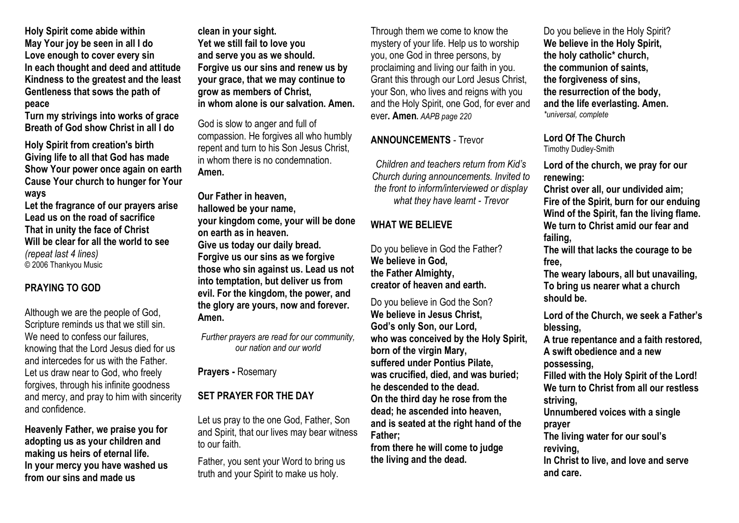**Holy Spirit come abide within**
**May Your joy be seen in all I do**
**Love enough to cover every sin**
**In each thought and deed and attitude**
**Kindness to the greatest and the least**
**Gentleness that sows the path of peace**
**Turn my strivings into works of grace**
**Breath of God show Christ in all I do**

**Holy Spirit from creation's birth**
**Giving life to all that God has made**
**Show Your power once again on earth**
**Cause Your church to hunger for Your ways**
**Let the fragrance of our prayers arise**
**Lead us on the road of sacrifice**
**That in unity the face of Christ**
**Will be clear for all the world to see**
*(repeat last 4 lines)*
© 2006 Thankyou Music

## PRAYING TO GOD

Although we are the people of God, Scripture reminds us that we still sin. We need to confess our failures, knowing that the Lord Jesus died for us and intercedes for us with the Father. Let us draw near to God, who freely forgives, through his infinite goodness and mercy, and pray to him with sincerity and confidence.

**Heavenly Father, we praise you for adopting us as your children and making us heirs of eternal life. In your mercy you have washed us from our sins and made us clean in your sight. Yet we still fail to love you and serve you as we should. Forgive us our sins and renew us by your grace, that we may continue to grow as members of Christ, in whom alone is our salvation. Amen.**

God is slow to anger and full of compassion. He forgives all who humbly repent and turn to his Son Jesus Christ, in whom there is no condemnation. **Amen.**

**Our Father in heaven,**
**hallowed be your name,**
**your kingdom come, your will be done on earth as in heaven.**
**Give us today our daily bread.**
**Forgive us our sins as we forgive those who sin against us. Lead us not into temptation, but deliver us from evil. For the kingdom, the power, and the glory are yours, now and forever. Amen.**

*Further prayers are read for our community, our nation and our world*

**Prayers -** Rosemary

## SET PRAYER FOR THE DAY

Let us pray to the one God, Father, Son and Spirit, that our lives may bear witness to our faith.

Father, you sent your Word to bring us truth and your Spirit to make us holy. Through them we come to know the mystery of your life. Help us to worship you, one God in three persons, by proclaiming and living our faith in you. Grant this through our Lord Jesus Christ, your Son, who lives and reigns with you and the Holy Spirit, one God, for ever and ever**. Amen.** *AAPB page 220*

## ANNOUNCEMENTS - Trevor

*Children and teachers return from Kid's Church during announcements. Invited to the front to inform/interviewed or display what they have learnt - Trevor*

## WHAT WE BELIEVE

Do you believe in God the Father?
**We believe in God,**
**the Father Almighty,**
**creator of heaven and earth.**

Do you believe in God the Son?
**We believe in Jesus Christ,**
**God's only Son, our Lord,**
**who was conceived by the Holy Spirit,**
**born of the virgin Mary,**
**suffered under Pontius Pilate,**
**was crucified, died, and was buried;**
**he descended to the dead.**
**On the third day he rose from the dead; he ascended into heaven,**
**and is seated at the right hand of the Father;**
**from there he will come to judge**
**the living and the dead.**

Do you believe in the Holy Spirit?
**We believe in the Holy Spirit,**
**the holy catholic* church,**
**the communion of saints,**
**the forgiveness of sins,**
**the resurrection of the body,**
**and the life everlasting. Amen.**
*\*universal, complete*

**Lord Of The Church**
Timothy Dudley-Smith

**Lord of the church, we pray for our renewing:**
**Christ over all, our undivided aim;**
**Fire of the Spirit, burn for our enduing**
**Wind of the Spirit, fan the living flame.**
**We turn to Christ amid our fear and failing,**
**The will that lacks the courage to be free,**
**The weary labours, all but unavailing,**
**To bring us nearer what a church should be.**

**Lord of the Church, we seek a Father's blessing,**
**A true repentance and a faith restored,**
**A swift obedience and a new possessing,**
**Filled with the Holy Spirit of the Lord!**
**We turn to Christ from all our restless striving,**
**Unnumbered voices with a single prayer**
**The living water for our soul's reviving,**
**In Christ to live, and love and serve and care.**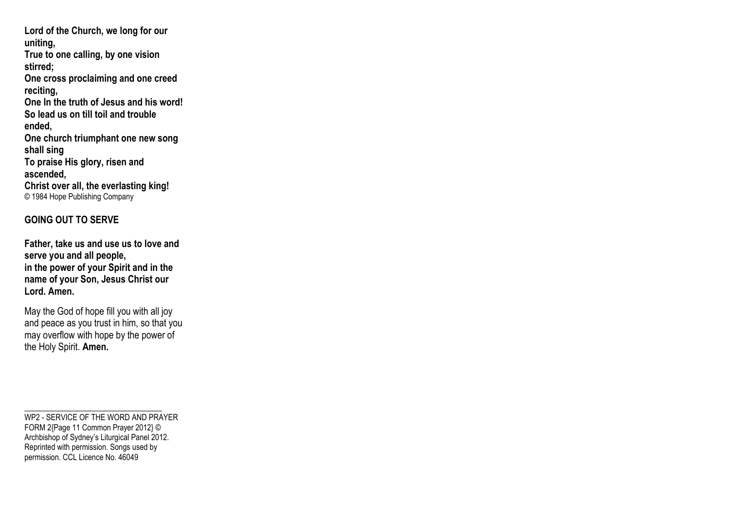**Lord of the Church, we long for our uniting,**
**True to one calling, by one vision stirred;**
**One cross proclaiming and one creed reciting,**
**One In the truth of Jesus and his word!**
**So lead us on till toil and trouble ended,**
**One church triumphant one new song shall sing**
**To praise His glory, risen and ascended,**
**Christ over all, the everlasting king!**
© 1984 Hope Publishing Company

**GOING OUT TO SERVE**

**Father, take us and use us to love and serve you and all people,**
**in the power of your Spirit and in the name of your Son, Jesus Christ our Lord. Amen.**

May the God of hope fill you with all joy and peace as you trust in him, so that you may overflow with hope by the power of the Holy Spirit. **Amen.**

---

WP2 - SERVICE OF THE WORD AND PRAYER FORM 2{Page 11 Common Prayer 2012} © Archbishop of Sydney's Liturgical Panel 2012. Reprinted with permission. Songs used by permission. CCL Licence No. 46049